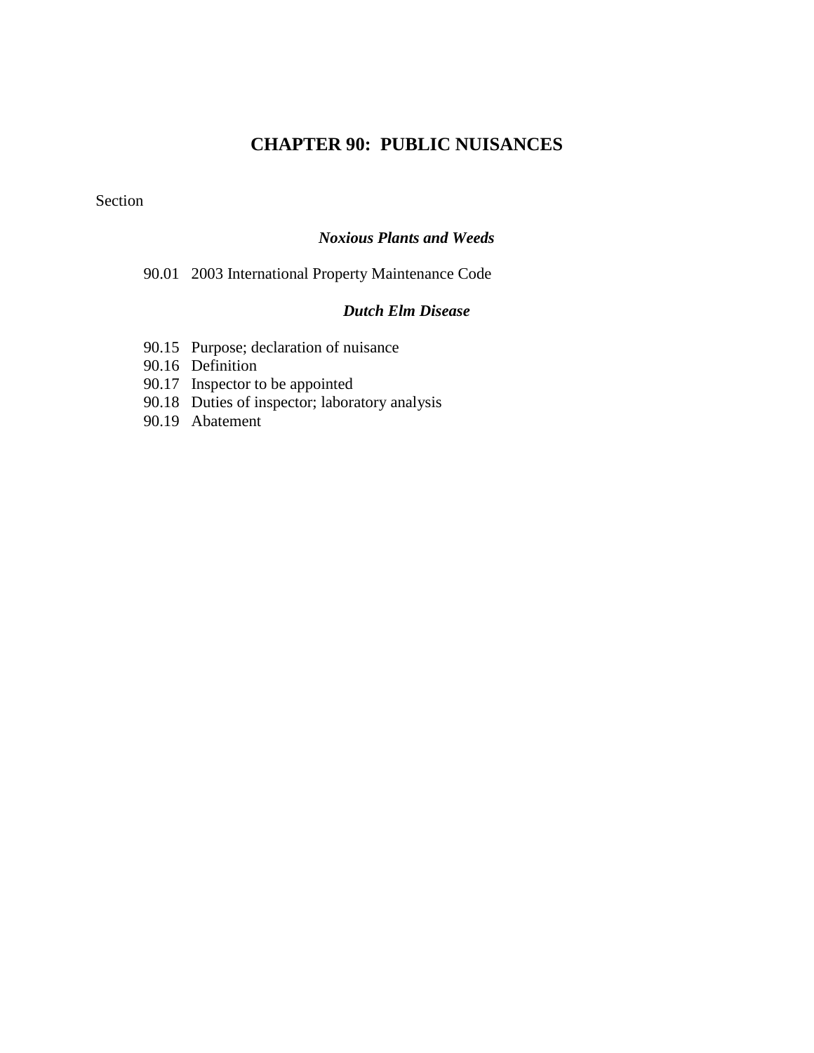# CHAPTER 90: PUBLIC NUISANCES

Section

***Noxious Plants and Weeds***

90.01 2003 International Property Maintenance Code

***Dutch Elm Disease***

90.15 Purpose; declaration of nuisance
90.16 Definition
90.17 Inspector to be appointed
90.18 Duties of inspector; laboratory analysis
90.19 Abatement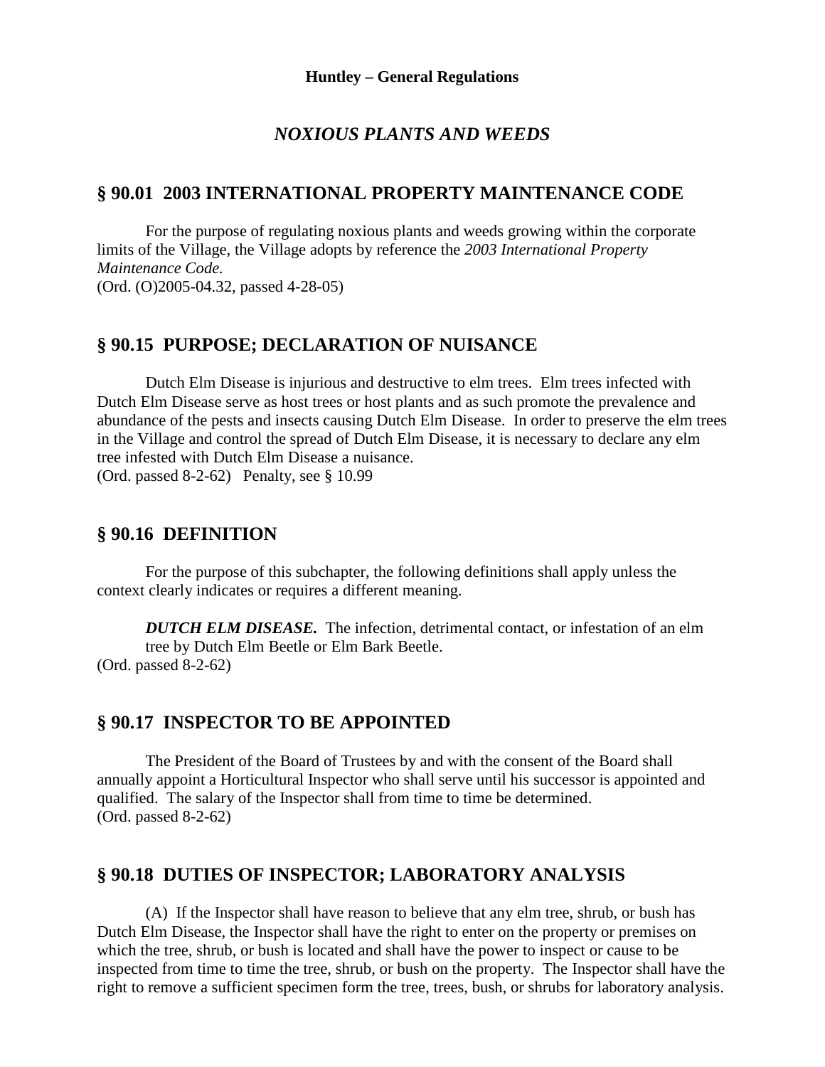# NOXIOUS PLANTS AND WEEDS

## § 90.01 2003 INTERNATIONAL PROPERTY MAINTENANCE CODE

For the purpose of regulating noxious plants and weeds growing within the corporate limits of the Village, the Village adopts by reference the *2003 International Property Maintenance Code.*
(Ord. (O)2005-04.32, passed 4-28-05)

## § 90.15 PURPOSE; DECLARATION OF NUISANCE

Dutch Elm Disease is injurious and destructive to elm trees. Elm trees infected with Dutch Elm Disease serve as host trees or host plants and as such promote the prevalence and abundance of the pests and insects causing Dutch Elm Disease. In order to preserve the elm trees in the Village and control the spread of Dutch Elm Disease, it is necessary to declare any elm tree infested with Dutch Elm Disease a nuisance.
(Ord. passed 8-2-62) Penalty, see § 10.99

## § 90.16 DEFINITION

For the purpose of this subchapter, the following definitions shall apply unless the context clearly indicates or requires a different meaning.

***DUTCH ELM DISEASE.*** The infection, detrimental contact, or infestation of an elm tree by Dutch Elm Beetle or Elm Bark Beetle.
(Ord. passed 8-2-62)

## § 90.17 INSPECTOR TO BE APPOINTED

The President of the Board of Trustees by and with the consent of the Board shall annually appoint a Horticultural Inspector who shall serve until his successor is appointed and qualified. The salary of the Inspector shall from time to time be determined.
(Ord. passed 8-2-62)

## § 90.18 DUTIES OF INSPECTOR; LABORATORY ANALYSIS

(A) If the Inspector shall have reason to believe that any elm tree, shrub, or bush has Dutch Elm Disease, the Inspector shall have the right to enter on the property or premises on which the tree, shrub, or bush is located and shall have the power to inspect or cause to be inspected from time to time the tree, shrub, or bush on the property. The Inspector shall have the right to remove a sufficient specimen form the tree, trees, bush, or shrubs for laboratory analysis.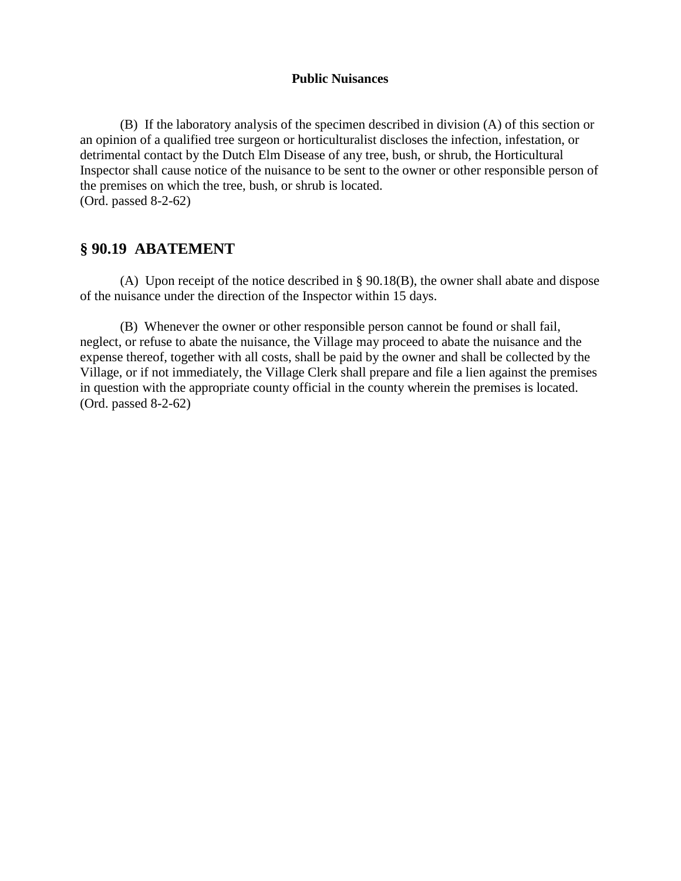(B) If the laboratory analysis of the specimen described in division (A) of this section or an opinion of a qualified tree surgeon or horticulturalist discloses the infection, infestation, or detrimental contact by the Dutch Elm Disease of any tree, bush, or shrub, the Horticultural Inspector shall cause notice of the nuisance to be sent to the owner or other responsible person of the premises on which the tree, bush, or shrub is located.
(Ord. passed 8-2-62)

## § 90.19 ABATEMENT

(A) Upon receipt of the notice described in § 90.18(B), the owner shall abate and dispose of the nuisance under the direction of the Inspector within 15 days.

(B) Whenever the owner or other responsible person cannot be found or shall fail, neglect, or refuse to abate the nuisance, the Village may proceed to abate the nuisance and the expense thereof, together with all costs, shall be paid by the owner and shall be collected by the Village, or if not immediately, the Village Clerk shall prepare and file a lien against the premises in question with the appropriate county official in the county wherein the premises is located.
(Ord. passed 8-2-62)